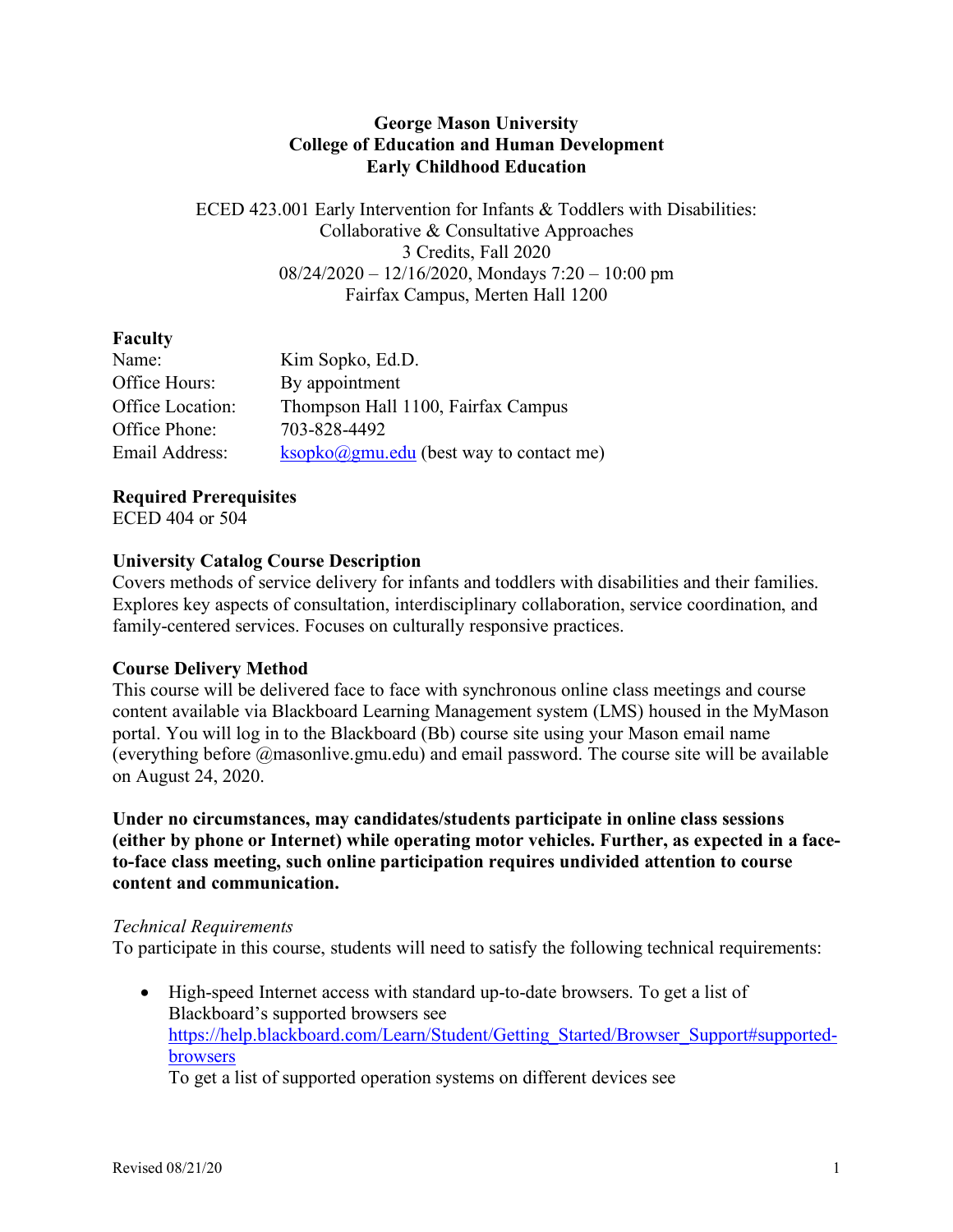**George Mason University**
**College of Education and Human Development**
**Early Childhood Education**

ECED 423.001 Early Intervention for Infants & Toddlers with Disabilities: Collaborative & Consultative Approaches
3 Credits, Fall 2020
08/24/2020 – 12/16/2020, Mondays 7:20 – 10:00 pm
Fairfax Campus, Merten Hall 1200

**Faculty**

| | |
|---|---|
| Name: | Kim Sopko, Ed.D. |
| Office Hours: | By appointment |
| Office Location: | Thompson Hall 1100, Fairfax Campus |
| Office Phone: | 703-828-4492 |
| Email Address: | ksopko@gmu.edu (best way to contact me) |

**Required Prerequisites**
ECED 404 or 504

**University Catalog Course Description**
Covers methods of service delivery for infants and toddlers with disabilities and their families. Explores key aspects of consultation, interdisciplinary collaboration, service coordination, and family-centered services. Focuses on culturally responsive practices.

**Course Delivery Method**
This course will be delivered face to face with synchronous online class meetings and course content available via Blackboard Learning Management system (LMS) housed in the MyMason portal. You will log in to the Blackboard (Bb) course site using your Mason email name (everything before @masonlive.gmu.edu) and email password. The course site will be available on August 24, 2020.

**Under no circumstances, may candidates/students participate in online class sessions (either by phone or Internet) while operating motor vehicles. Further, as expected in a face-to-face class meeting, such online participation requires undivided attention to course content and communication.**

*Technical Requirements*
To participate in this course, students will need to satisfy the following technical requirements:

- High-speed Internet access with standard up-to-date browsers. To get a list of Blackboard's supported browsers see https://help.blackboard.com/Learn/Student/Getting_Started/Browser_Support#supported-browsers
  To get a list of supported operation systems on different devices see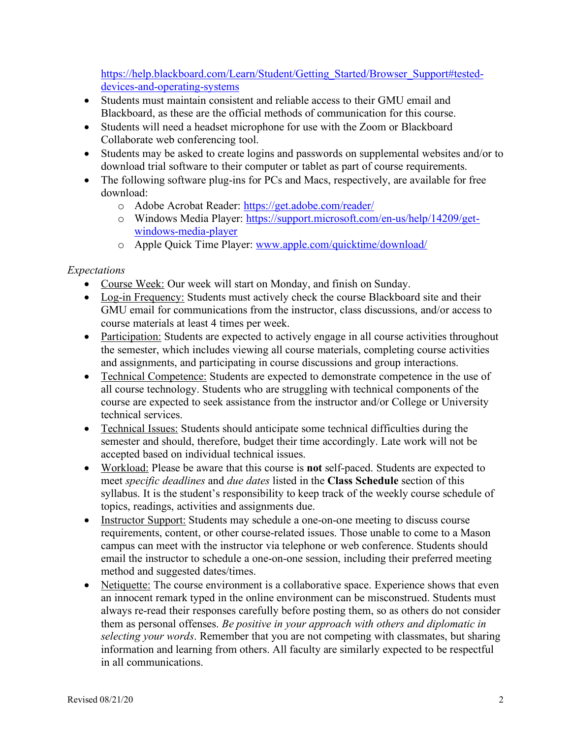https://help.blackboard.com/Learn/Student/Getting_Started/Browser_Support#tested-devices-and-operating-systems

- Students must maintain consistent and reliable access to their GMU email and Blackboard, as these are the official methods of communication for this course.
- Students will need a headset microphone for use with the Zoom or Blackboard Collaborate web conferencing tool.
- Students may be asked to create logins and passwords on supplemental websites and/or to download trial software to their computer or tablet as part of course requirements.
- The following software plug-ins for PCs and Macs, respectively, are available for free download:
  - Adobe Acrobat Reader: https://get.adobe.com/reader/
  - Windows Media Player: https://support.microsoft.com/en-us/help/14209/get-windows-media-player
  - Apple Quick Time Player: www.apple.com/quicktime/download/

*Expectations*

- Course Week: Our week will start on Monday, and finish on Sunday.
- Log-in Frequency: Students must actively check the course Blackboard site and their GMU email for communications from the instructor, class discussions, and/or access to course materials at least 4 times per week.
- Participation: Students are expected to actively engage in all course activities throughout the semester, which includes viewing all course materials, completing course activities and assignments, and participating in course discussions and group interactions.
- Technical Competence: Students are expected to demonstrate competence in the use of all course technology. Students who are struggling with technical components of the course are expected to seek assistance from the instructor and/or College or University technical services.
- Technical Issues: Students should anticipate some technical difficulties during the semester and should, therefore, budget their time accordingly. Late work will not be accepted based on individual technical issues.
- Workload: Please be aware that this course is **not** self-paced. Students are expected to meet *specific deadlines* and *due dates* listed in the **Class Schedule** section of this syllabus. It is the student's responsibility to keep track of the weekly course schedule of topics, readings, activities and assignments due.
- Instructor Support: Students may schedule a one-on-one meeting to discuss course requirements, content, or other course-related issues. Those unable to come to a Mason campus can meet with the instructor via telephone or web conference. Students should email the instructor to schedule a one-on-one session, including their preferred meeting method and suggested dates/times.
- Netiquette: The course environment is a collaborative space. Experience shows that even an innocent remark typed in the online environment can be misconstrued. Students must always re-read their responses carefully before posting them, so as others do not consider them as personal offenses. *Be positive in your approach with others and diplomatic in selecting your words*. Remember that you are not competing with classmates, but sharing information and learning from others. All faculty are similarly expected to be respectful in all communications.

Revised 08/21/20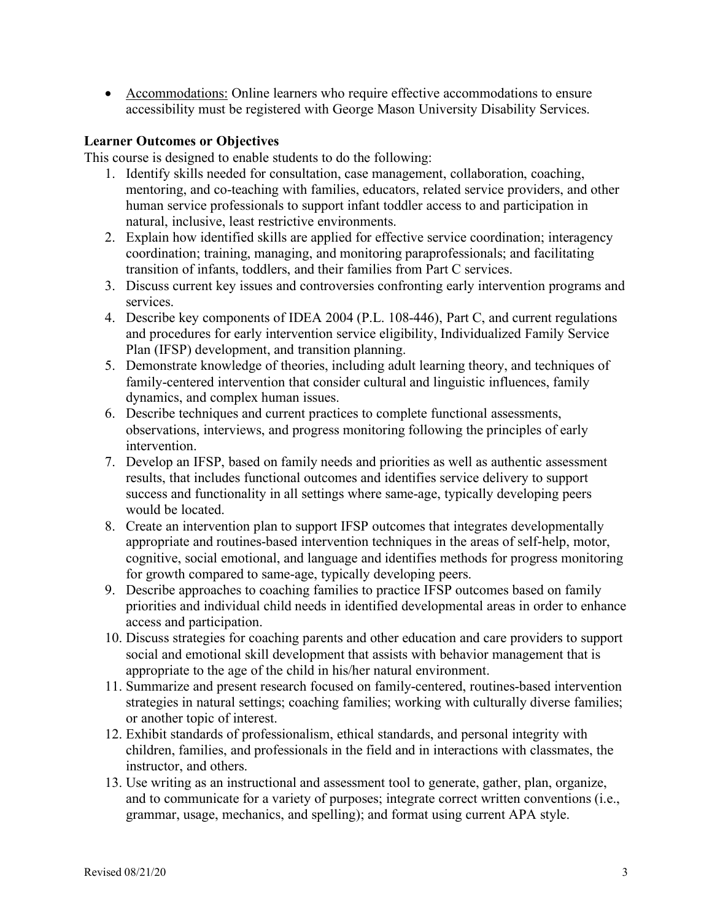- Accommodations: Online learners who require effective accommodations to ensure accessibility must be registered with George Mason University Disability Services.

**Learner Outcomes or Objectives**

This course is designed to enable students to do the following:

1. Identify skills needed for consultation, case management, collaboration, coaching, mentoring, and co-teaching with families, educators, related service providers, and other human service professionals to support infant toddler access to and participation in natural, inclusive, least restrictive environments.
2. Explain how identified skills are applied for effective service coordination; interagency coordination; training, managing, and monitoring paraprofessionals; and facilitating transition of infants, toddlers, and their families from Part C services.
3. Discuss current key issues and controversies confronting early intervention programs and services.
4. Describe key components of IDEA 2004 (P.L. 108-446), Part C, and current regulations and procedures for early intervention service eligibility, Individualized Family Service Plan (IFSP) development, and transition planning.
5. Demonstrate knowledge of theories, including adult learning theory, and techniques of family-centered intervention that consider cultural and linguistic influences, family dynamics, and complex human issues.
6. Describe techniques and current practices to complete functional assessments, observations, interviews, and progress monitoring following the principles of early intervention.
7. Develop an IFSP, based on family needs and priorities as well as authentic assessment results, that includes functional outcomes and identifies service delivery to support success and functionality in all settings where same-age, typically developing peers would be located.
8. Create an intervention plan to support IFSP outcomes that integrates developmentally appropriate and routines-based intervention techniques in the areas of self-help, motor, cognitive, social emotional, and language and identifies methods for progress monitoring for growth compared to same-age, typically developing peers.
9. Describe approaches to coaching families to practice IFSP outcomes based on family priorities and individual child needs in identified developmental areas in order to enhance access and participation.
10. Discuss strategies for coaching parents and other education and care providers to support social and emotional skill development that assists with behavior management that is appropriate to the age of the child in his/her natural environment.
11. Summarize and present research focused on family-centered, routines-based intervention strategies in natural settings; coaching families; working with culturally diverse families; or another topic of interest.
12. Exhibit standards of professionalism, ethical standards, and personal integrity with children, families, and professionals in the field and in interactions with classmates, the instructor, and others.
13. Use writing as an instructional and assessment tool to generate, gather, plan, organize, and to communicate for a variety of purposes; integrate correct written conventions (i.e., grammar, usage, mechanics, and spelling); and format using current APA style.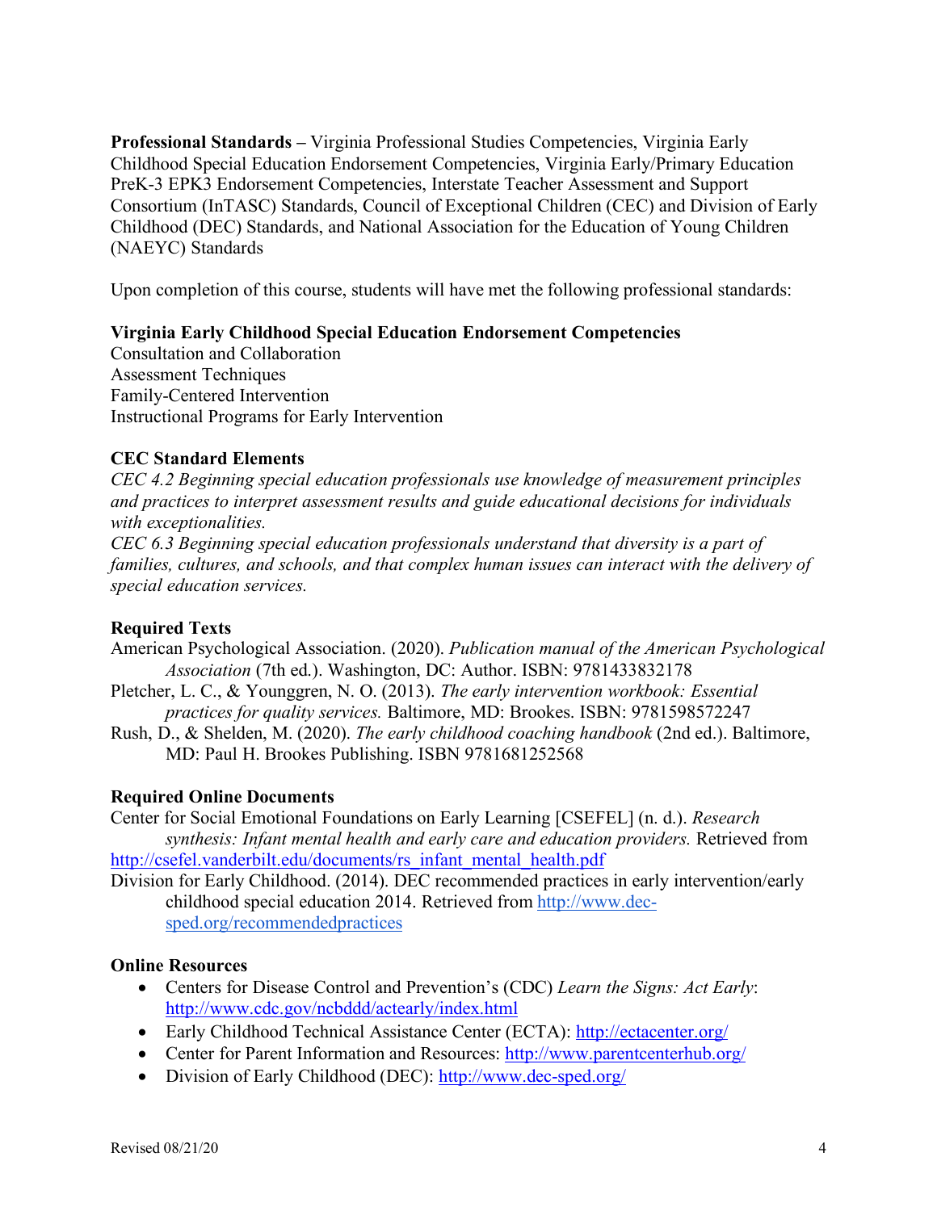**Professional Standards –** Virginia Professional Studies Competencies, Virginia Early Childhood Special Education Endorsement Competencies, Virginia Early/Primary Education PreK-3 EPK3 Endorsement Competencies, Interstate Teacher Assessment and Support Consortium (InTASC) Standards, Council of Exceptional Children (CEC) and Division of Early Childhood (DEC) Standards, and National Association for the Education of Young Children (NAEYC) Standards

Upon completion of this course, students will have met the following professional standards:

**Virginia Early Childhood Special Education Endorsement Competencies**
Consultation and Collaboration
Assessment Techniques
Family-Centered Intervention
Instructional Programs for Early Intervention

**CEC Standard Elements**
*CEC 4.2 Beginning special education professionals use knowledge of measurement principles and practices to interpret assessment results and guide educational decisions for individuals with exceptionalities.*
*CEC 6.3 Beginning special education professionals understand that diversity is a part of families, cultures, and schools, and that complex human issues can interact with the delivery of special education services.*

**Required Texts**
American Psychological Association. (2020). *Publication manual of the American Psychological Association* (7th ed.). Washington, DC: Author. ISBN: 9781433832178
Pletcher, L. C., & Younggren, N. O. (2013). *The early intervention workbook: Essential practices for quality services.* Baltimore, MD: Brookes. ISBN: 9781598572247
Rush, D., & Shelden, M. (2020). *The early childhood coaching handbook* (2nd ed.). Baltimore, MD: Paul H. Brookes Publishing. ISBN 9781681252568

**Required Online Documents**
Center for Social Emotional Foundations on Early Learning [CSEFEL] (n. d.). *Research synthesis: Infant mental health and early care and education providers.* Retrieved from http://csefel.vanderbilt.edu/documents/rs_infant_mental_health.pdf
Division for Early Childhood. (2014). DEC recommended practices in early intervention/early childhood special education 2014. Retrieved from http://www.dec-sped.org/recommendedpractices

**Online Resources**

- Centers for Disease Control and Prevention's (CDC) *Learn the Signs: Act Early*: http://www.cdc.gov/ncbddd/actearly/index.html
- Early Childhood Technical Assistance Center (ECTA): http://ectacenter.org/
- Center for Parent Information and Resources: http://www.parentcenterhub.org/
- Division of Early Childhood (DEC): http://www.dec-sped.org/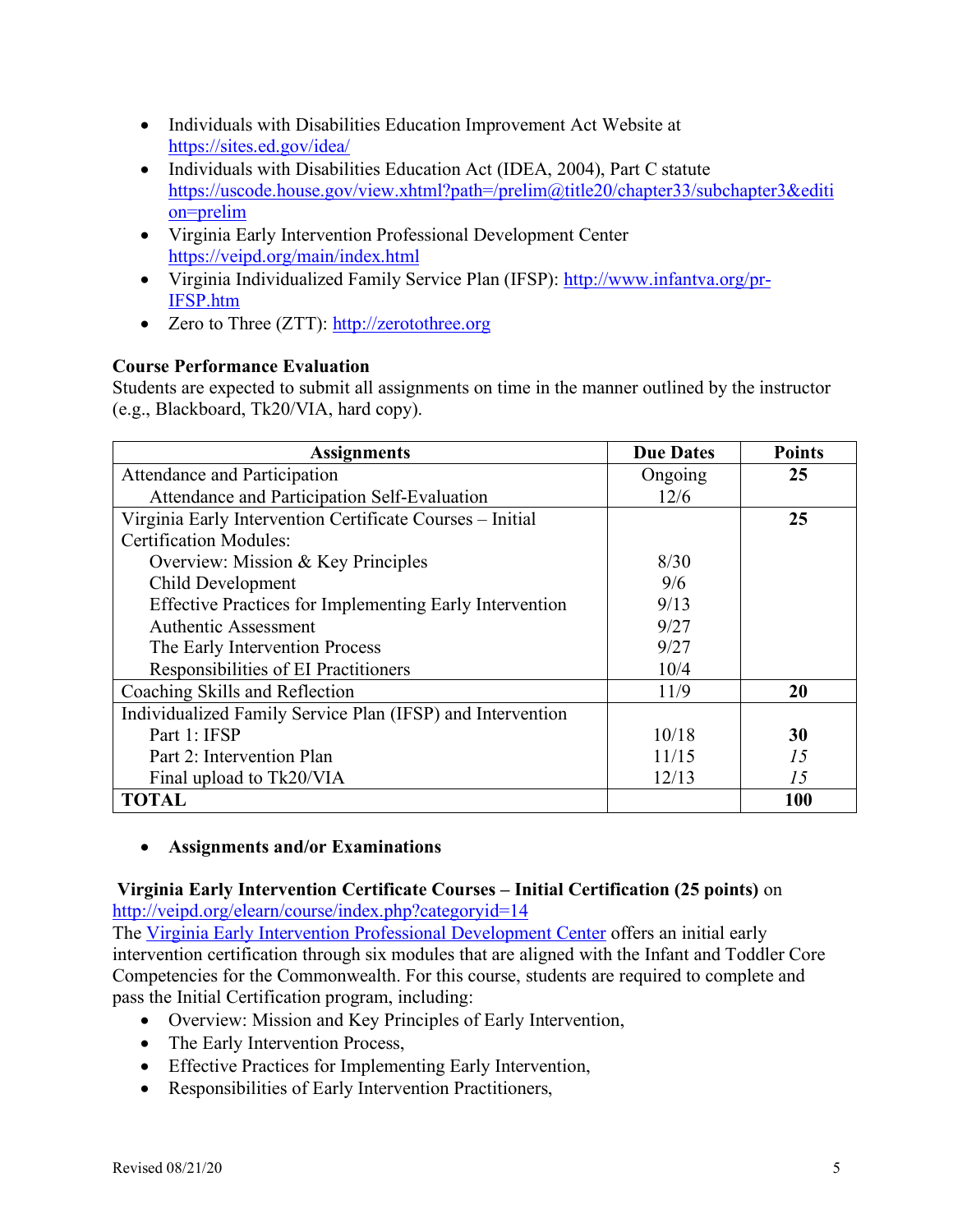- Individuals with Disabilities Education Improvement Act Website at https://sites.ed.gov/idea/
- Individuals with Disabilities Education Act (IDEA, 2004), Part C statute https://uscode.house.gov/view.xhtml?path=/prelim@title20/chapter33/subchapter3&edition=prelim
- Virginia Early Intervention Professional Development Center https://veipd.org/main/index.html
- Virginia Individualized Family Service Plan (IFSP): http://www.infantva.org/pr-IFSP.htm
- Zero to Three (ZTT): http://zerotothree.org

**Course Performance Evaluation**
Students are expected to submit all assignments on time in the manner outlined by the instructor (e.g., Blackboard, Tk20/VIA, hard copy).

| Assignments | Due Dates | Points |
|---|---|---|
| Attendance and Participation | Ongoing | **25** |
| Attendance and Participation Self-Evaluation | 12/6 | |
| Virginia Early Intervention Certificate Courses – Initial Certification Modules: | | **25** |
| Overview: Mission & Key Principles | 8/30 | |
| Child Development | 9/6 | |
| Effective Practices for Implementing Early Intervention | 9/13 | |
| Authentic Assessment | 9/27 | |
| The Early Intervention Process | 9/27 | |
| Responsibilities of EI Practitioners | 10/4 | |
| Coaching Skills and Reflection | 11/9 | **20** |
| Individualized Family Service Plan (IFSP) and Intervention | | |
| Part 1: IFSP | 10/18 | **30** |
| Part 2: Intervention Plan | 11/15 | *15* |
| Final upload to Tk20/VIA | 12/13 | *15* |
| **TOTAL** | | **100** |

- **Assignments and/or Examinations**

**Virginia Early Intervention Certificate Courses – Initial Certification (25 points)** on http://veipd.org/elearn/course/index.php?categoryid=14
The Virginia Early Intervention Professional Development Center offers an initial early intervention certification through six modules that are aligned with the Infant and Toddler Core Competencies for the Commonwealth. For this course, students are required to complete and pass the Initial Certification program, including:

- Overview: Mission and Key Principles of Early Intervention,
- The Early Intervention Process,
- Effective Practices for Implementing Early Intervention,
- Responsibilities of Early Intervention Practitioners,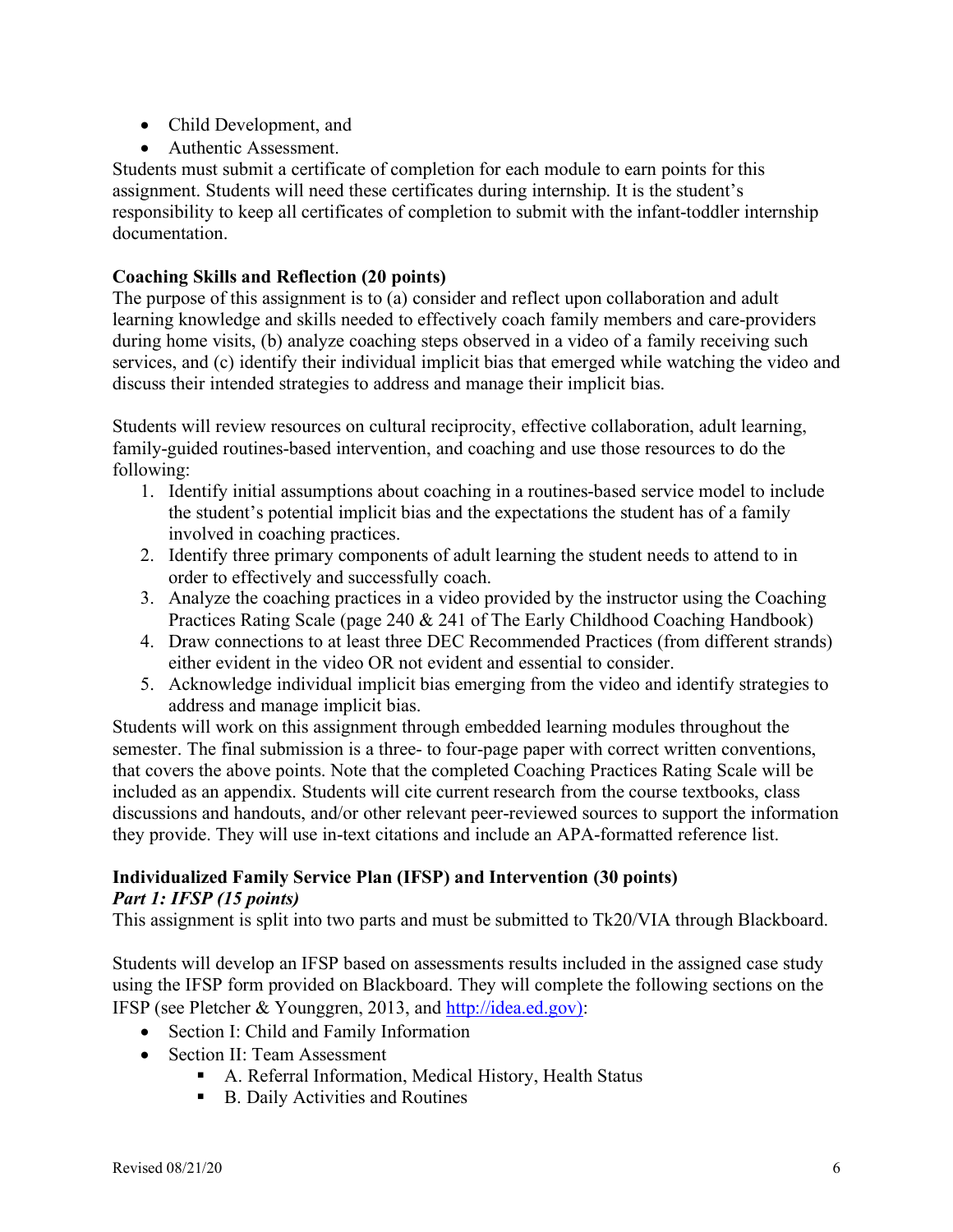- Child Development, and
- Authentic Assessment.

Students must submit a certificate of completion for each module to earn points for this assignment. Students will need these certificates during internship. It is the student's responsibility to keep all certificates of completion to submit with the infant-toddler internship documentation.

**Coaching Skills and Reflection (20 points)**

The purpose of this assignment is to (a) consider and reflect upon collaboration and adult learning knowledge and skills needed to effectively coach family members and care-providers during home visits, (b) analyze coaching steps observed in a video of a family receiving such services, and (c) identify their individual implicit bias that emerged while watching the video and discuss their intended strategies to address and manage their implicit bias.

Students will review resources on cultural reciprocity, effective collaboration, adult learning, family-guided routines-based intervention, and coaching and use those resources to do the following:

1. Identify initial assumptions about coaching in a routines-based service model to include the student's potential implicit bias and the expectations the student has of a family involved in coaching practices.
2. Identify three primary components of adult learning the student needs to attend to in order to effectively and successfully coach.
3. Analyze the coaching practices in a video provided by the instructor using the Coaching Practices Rating Scale (page 240 & 241 of The Early Childhood Coaching Handbook)
4. Draw connections to at least three DEC Recommended Practices (from different strands) either evident in the video OR not evident and essential to consider.
5. Acknowledge individual implicit bias emerging from the video and identify strategies to address and manage implicit bias.

Students will work on this assignment through embedded learning modules throughout the semester. The final submission is a three- to four-page paper with correct written conventions, that covers the above points. Note that the completed Coaching Practices Rating Scale will be included as an appendix. Students will cite current research from the course textbooks, class discussions and handouts, and/or other relevant peer-reviewed sources to support the information they provide. They will use in-text citations and include an APA-formatted reference list.

**Individualized Family Service Plan (IFSP) and Intervention (30 points)**

***Part 1: IFSP (15 points)***

This assignment is split into two parts and must be submitted to Tk20/VIA through Blackboard.

Students will develop an IFSP based on assessments results included in the assigned case study using the IFSP form provided on Blackboard. They will complete the following sections on the IFSP (see Pletcher & Younggren, 2013, and http://idea.ed.gov):

- Section I: Child and Family Information
- Section II: Team Assessment
  - A. Referral Information, Medical History, Health Status
  - B. Daily Activities and Routines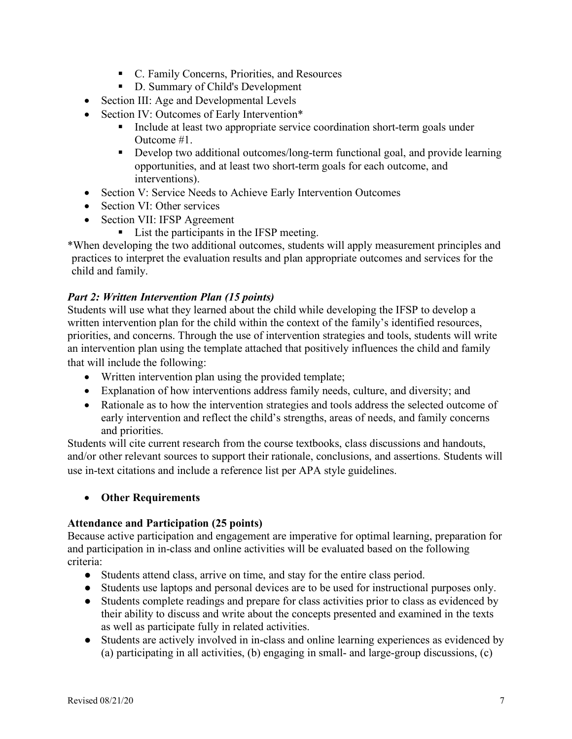- C. Family Concerns, Priorities, and Resources
    - D. Summary of Child's Development
- Section III: Age and Developmental Levels
- Section IV: Outcomes of Early Intervention*
    - Include at least two appropriate service coordination short-term goals under Outcome #1.
    - Develop two additional outcomes/long-term functional goal, and provide learning opportunities, and at least two short-term goals for each outcome, and interventions).
- Section V: Service Needs to Achieve Early Intervention Outcomes
- Section VI: Other services
- Section VII: IFSP Agreement
    - List the participants in the IFSP meeting.

*When developing the two additional outcomes, students will apply measurement principles and practices to interpret the evaluation results and plan appropriate outcomes and services for the child and family.

***Part 2: Written Intervention Plan (15 points)***

Students will use what they learned about the child while developing the IFSP to develop a written intervention plan for the child within the context of the family's identified resources, priorities, and concerns. Through the use of intervention strategies and tools, students will write an intervention plan using the template attached that positively influences the child and family that will include the following:

- Written intervention plan using the provided template;
- Explanation of how interventions address family needs, culture, and diversity; and
- Rationale as to how the intervention strategies and tools address the selected outcome of early intervention and reflect the child's strengths, areas of needs, and family concerns and priorities.

Students will cite current research from the course textbooks, class discussions and handouts, and/or other relevant sources to support their rationale, conclusions, and assertions. Students will use in-text citations and include a reference list per APA style guidelines.

- **Other Requirements**

**Attendance and Participation (25 points)**

Because active participation and engagement are imperative for optimal learning, preparation for and participation in in-class and online activities will be evaluated based on the following criteria:

- Students attend class, arrive on time, and stay for the entire class period.
- Students use laptops and personal devices are to be used for instructional purposes only.
- Students complete readings and prepare for class activities prior to class as evidenced by their ability to discuss and write about the concepts presented and examined in the texts as well as participate fully in related activities.
- Students are actively involved in in-class and online learning experiences as evidenced by (a) participating in all activities, (b) engaging in small- and large-group discussions, (c)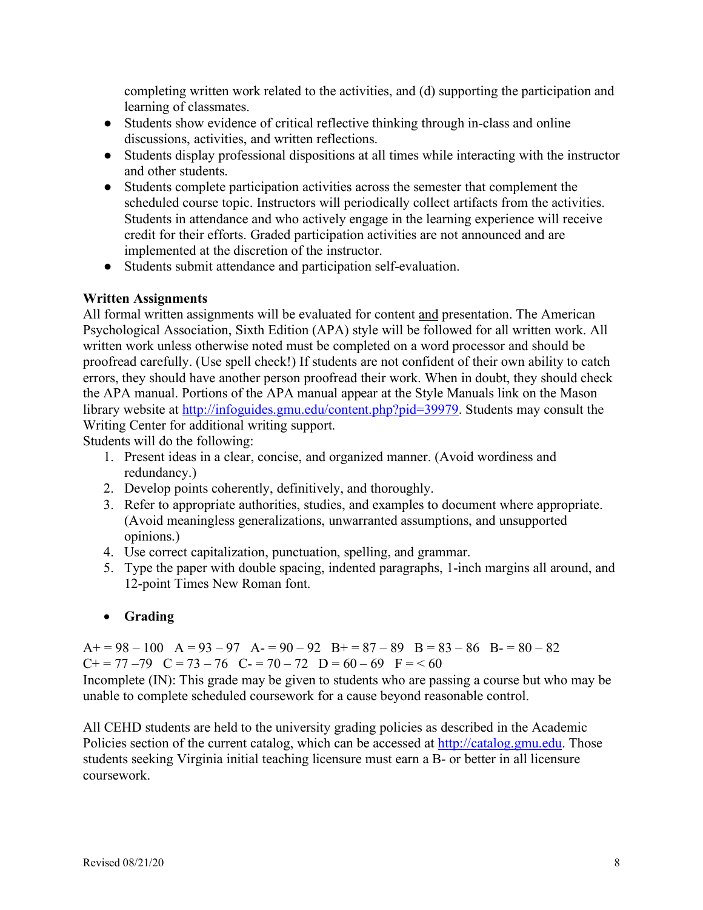completing written work related to the activities, and (d) supporting the participation and learning of classmates.

- Students show evidence of critical reflective thinking through in-class and online discussions, activities, and written reflections.
- Students display professional dispositions at all times while interacting with the instructor and other students.
- Students complete participation activities across the semester that complement the scheduled course topic. Instructors will periodically collect artifacts from the activities. Students in attendance and who actively engage in the learning experience will receive credit for their efforts. Graded participation activities are not announced and are implemented at the discretion of the instructor.
- Students submit attendance and participation self-evaluation.

**Written Assignments**

All formal written assignments will be evaluated for content and presentation. The American Psychological Association, Sixth Edition (APA) style will be followed for all written work. All written work unless otherwise noted must be completed on a word processor and should be proofread carefully. (Use spell check!) If students are not confident of their own ability to catch errors, they should have another person proofread their work. When in doubt, they should check the APA manual. Portions of the APA manual appear at the Style Manuals link on the Mason library website at http://infoguides.gmu.edu/content.php?pid=39979. Students may consult the Writing Center for additional writing support.

Students will do the following:

1. Present ideas in a clear, concise, and organized manner. (Avoid wordiness and redundancy.)
2. Develop points coherently, definitively, and thoroughly.
3. Refer to appropriate authorities, studies, and examples to document where appropriate. (Avoid meaningless generalizations, unwarranted assumptions, and unsupported opinions.)
4. Use correct capitalization, punctuation, spelling, and grammar.
5. Type the paper with double spacing, indented paragraphs, 1-inch margins all around, and 12-point Times New Roman font.

- **Grading**

A+ = 98 – 100 A = 93 – 97 A- = 90 – 92 B+ = 87 – 89 B = 83 – 86 B- = 80 – 82
C+ = 77 –79 C = 73 – 76 C- = 70 – 72 D = 60 – 69 F = < 60

Incomplete (IN): This grade may be given to students who are passing a course but who may be unable to complete scheduled coursework for a cause beyond reasonable control.

All CEHD students are held to the university grading policies as described in the Academic Policies section of the current catalog, which can be accessed at http://catalog.gmu.edu. Those students seeking Virginia initial teaching licensure must earn a B- or better in all licensure coursework.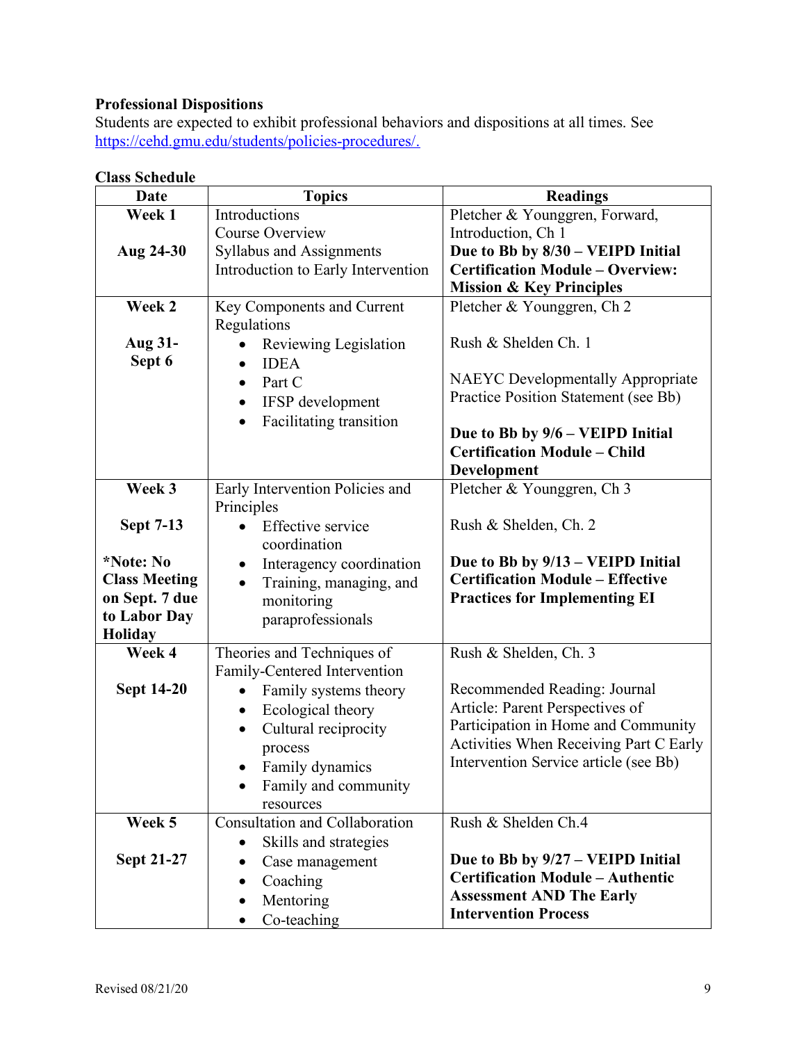**Professional Dispositions**

Students are expected to exhibit professional behaviors and dispositions at all times. See https://cehd.gmu.edu/students/policies-procedures/.

**Class Schedule**

| Date | Topics | Readings |
|---|---|---|
| **Week 1**<br><br>**Aug 24-30** | Introductions<br>Course Overview<br>Syllabus and Assignments<br>Introduction to Early Intervention | Pletcher & Younggren, Forward, Introduction, Ch 1<br>**Due to Bb by 8/30 – VEIPD Initial Certification Module – Overview: Mission & Key Principles** |
| **Week 2**<br><br>**Aug 31-Sept 6** | Key Components and Current Regulations<br>• Reviewing Legislation<br>• IDEA<br>• Part C<br>• IFSP development<br>• Facilitating transition | Pletcher & Younggren, Ch 2<br><br>Rush & Shelden Ch. 1<br><br>NAEYC Developmentally Appropriate Practice Position Statement (see Bb)<br><br>**Due to Bb by 9/6 – VEIPD Initial Certification Module – Child Development** |
| **Week 3**<br><br>**Sept 7-13**<br><br>***Note: No Class Meeting on Sept. 7 due to Labor Day Holiday** | Early Intervention Policies and Principles<br>• Effective service coordination<br>• Interagency coordination<br>• Training, managing, and monitoring paraprofessionals | Pletcher & Younggren, Ch 3<br><br>Rush & Shelden, Ch. 2<br><br>**Due to Bb by 9/13 – VEIPD Initial Certification Module – Effective Practices for Implementing EI** |
| **Week 4**<br><br>**Sept 14-20** | Theories and Techniques of Family-Centered Intervention<br>• Family systems theory<br>• Ecological theory<br>• Cultural reciprocity process<br>• Family dynamics<br>• Family and community resources | Rush & Shelden, Ch. 3<br><br>Recommended Reading: Journal Article: Parent Perspectives of Participation in Home and Community Activities When Receiving Part C Early Intervention Service article (see Bb) |
| **Week 5**<br><br>**Sept 21-27** | Consultation and Collaboration<br>• Skills and strategies<br>• Case management<br>• Coaching<br>• Mentoring<br>• Co-teaching | Rush & Shelden Ch.4<br><br>**Due to Bb by 9/27 – VEIPD Initial Certification Module – Authentic Assessment AND The Early Intervention Process** |

Revised 08/21/20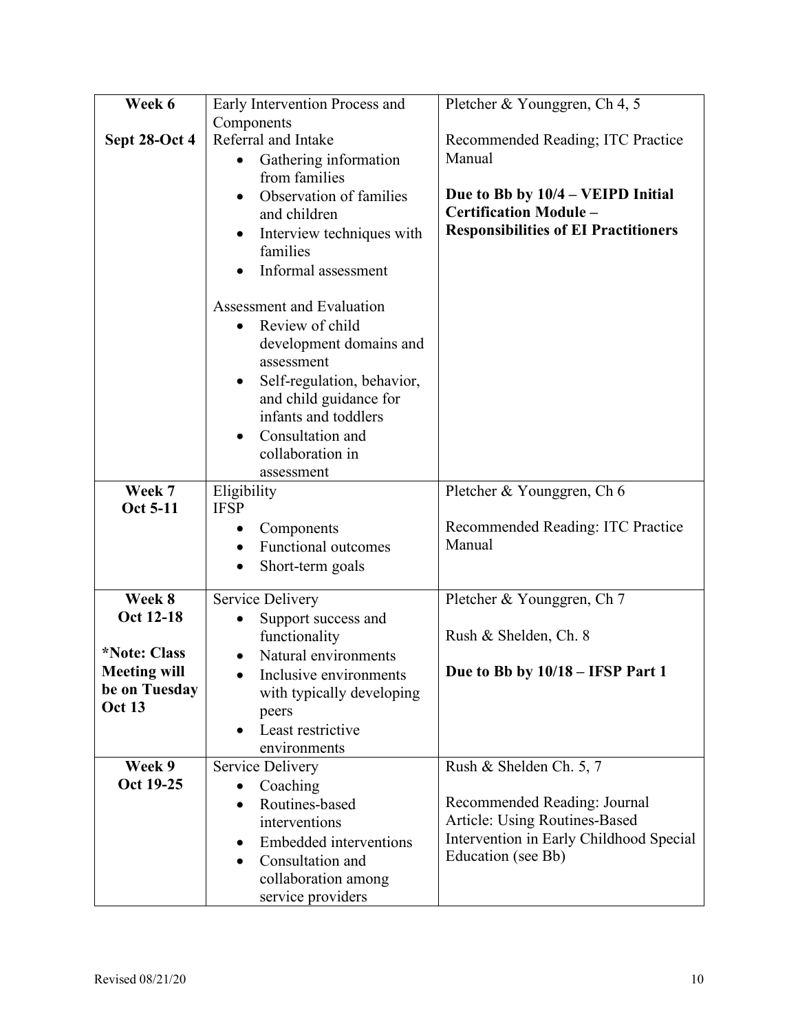| **Week 6**<br><br>**Sept 28-Oct 4** | Early Intervention Process and Components<br>Referral and Intake<br>• Gathering information from families<br>• Observation of families and children<br>• Interview techniques with families<br>• Informal assessment<br><br>Assessment and Evaluation<br>• Review of child development domains and assessment<br>• Self-regulation, behavior, and child guidance for infants and toddlers<br>• Consultation and collaboration in assessment | Pletcher & Younggren, Ch 4, 5<br><br>Recommended Reading; ITC Practice Manual<br><br>**Due to Bb by 10/4 – VEIPD Initial Certification Module – Responsibilities of EI Practitioners** |
|---|---|---|
| **Week 7**<br>**Oct 5-11** | Eligibility<br>IFSP<br>• Components<br>• Functional outcomes<br>• Short-term goals | Pletcher & Younggren, Ch 6<br><br>Recommended Reading: ITC Practice Manual |
| **Week 8**<br>**Oct 12-18**<br><br>**\*Note: Class Meeting will be on Tuesday Oct 13** | Service Delivery<br>• Support success and functionality<br>• Natural environments<br>• Inclusive environments with typically developing peers<br>• Least restrictive environments | Pletcher & Younggren, Ch 7<br><br>Rush & Shelden, Ch. 8<br><br>**Due to Bb by 10/18 – IFSP Part 1** |
| **Week 9**<br>**Oct 19-25** | Service Delivery<br>• Coaching<br>• Routines-based interventions<br>• Embedded interventions<br>• Consultation and collaboration among service providers | Rush & Shelden Ch. 5, 7<br><br>Recommended Reading: Journal Article: Using Routines-Based Intervention in Early Childhood Special Education (see Bb) |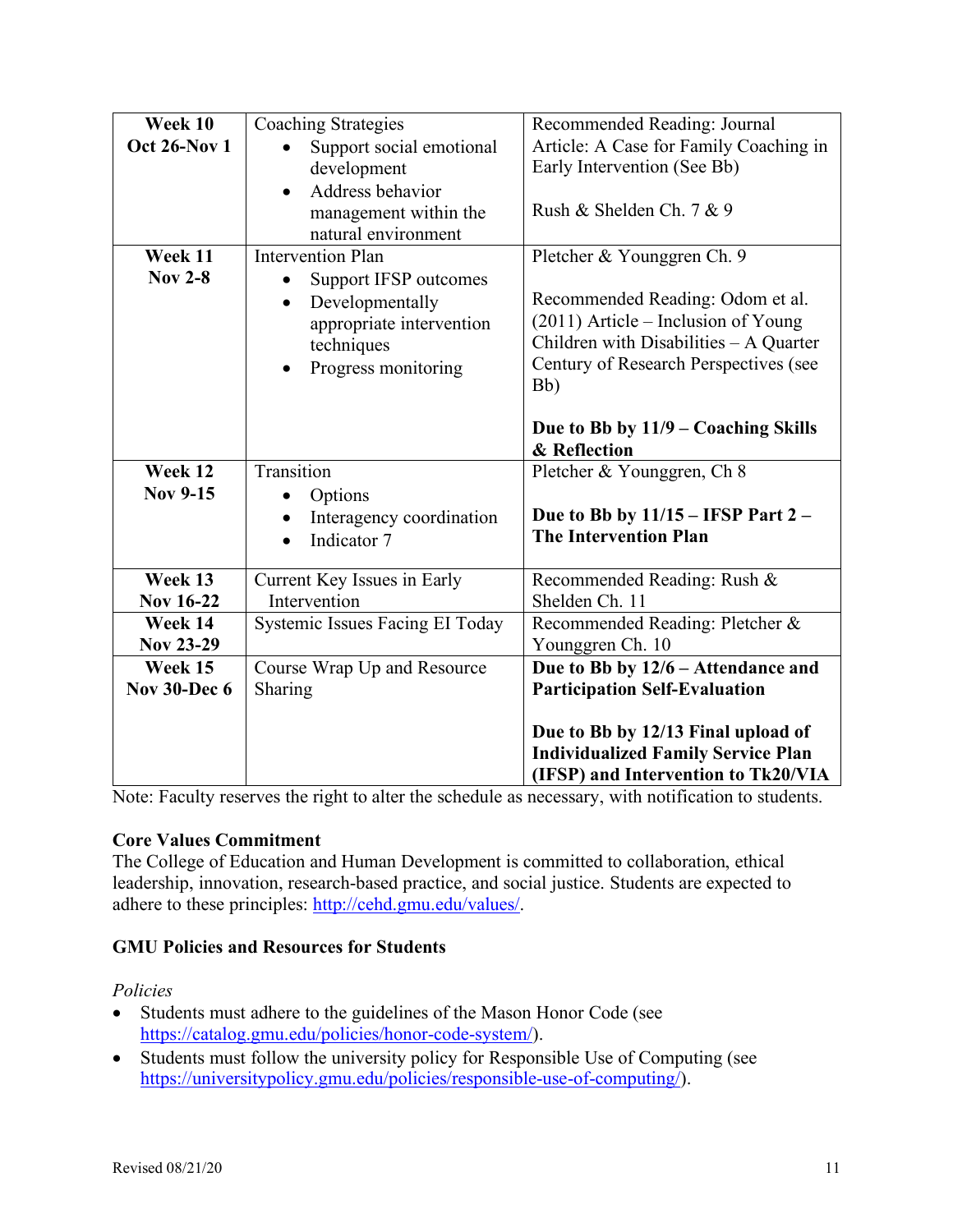| | | |
|---|---|---|
| **Week 10 Oct 26-Nov 1** | Coaching Strategies<br>• Support social emotional development<br>• Address behavior management within the natural environment | Recommended Reading: Journal Article: A Case for Family Coaching in Early Intervention (See Bb)<br><br>Rush & Shelden Ch. 7 & 9 |
| **Week 11 Nov 2-8** | Intervention Plan<br>• Support IFSP outcomes<br>• Developmentally appropriate intervention techniques<br>• Progress monitoring | Pletcher & Younggren Ch. 9<br><br>Recommended Reading: Odom et al. (2011) Article – Inclusion of Young Children with Disabilities – A Quarter Century of Research Perspectives (see Bb)<br><br>**Due to Bb by 11/9 – Coaching Skills & Reflection** |
| **Week 12 Nov 9-15** | Transition<br>• Options<br>• Interagency coordination<br>• Indicator 7 | Pletcher & Younggren, Ch 8<br><br>**Due to Bb by 11/15 – IFSP Part 2 – The Intervention Plan** |
| **Week 13 Nov 16-22** | Current Key Issues in Early Intervention | Recommended Reading: Rush & Shelden Ch. 11 |
| **Week 14 Nov 23-29** | Systemic Issues Facing EI Today | Recommended Reading: Pletcher & Younggren Ch. 10 |
| **Week 15 Nov 30-Dec 6** | Course Wrap Up and Resource Sharing | **Due to Bb by 12/6 – Attendance and Participation Self-Evaluation**<br><br>**Due to Bb by 12/13 Final upload of Individualized Family Service Plan (IFSP) and Intervention to Tk20/VIA** |

Note: Faculty reserves the right to alter the schedule as necessary, with notification to students.

**Core Values Commitment**

The College of Education and Human Development is committed to collaboration, ethical leadership, innovation, research-based practice, and social justice. Students are expected to adhere to these principles: http://cehd.gmu.edu/values/.

**GMU Policies and Resources for Students**

*Policies*

- Students must adhere to the guidelines of the Mason Honor Code (see https://catalog.gmu.edu/policies/honor-code-system/).
- Students must follow the university policy for Responsible Use of Computing (see https://universitypolicy.gmu.edu/policies/responsible-use-of-computing/).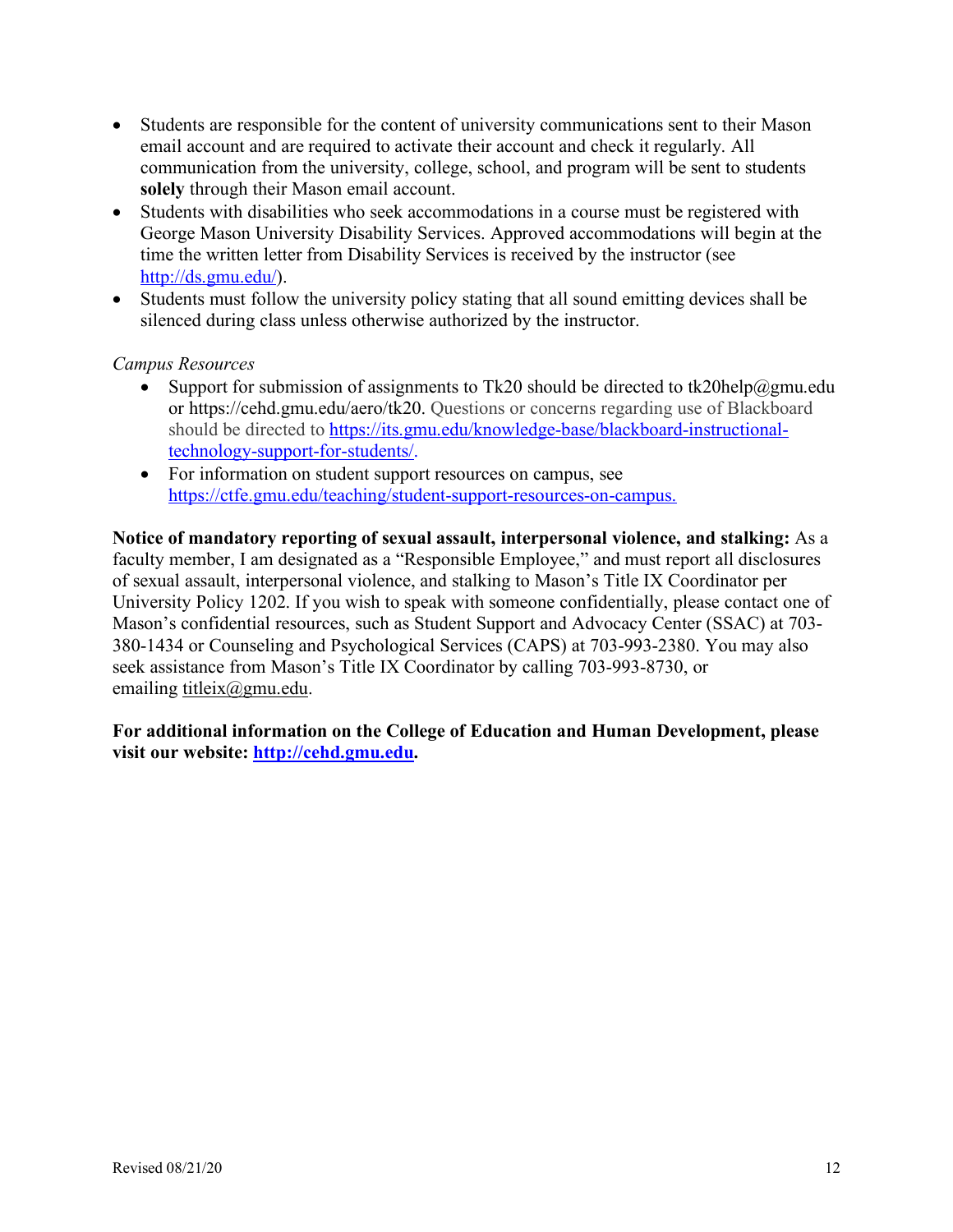- Students are responsible for the content of university communications sent to their Mason email account and are required to activate their account and check it regularly. All communication from the university, college, school, and program will be sent to students **solely** through their Mason email account.
- Students with disabilities who seek accommodations in a course must be registered with George Mason University Disability Services. Approved accommodations will begin at the time the written letter from Disability Services is received by the instructor (see http://ds.gmu.edu/).
- Students must follow the university policy stating that all sound emitting devices shall be silenced during class unless otherwise authorized by the instructor.

*Campus Resources*

- Support for submission of assignments to Tk20 should be directed to tk20help@gmu.edu or https://cehd.gmu.edu/aero/tk20. Questions or concerns regarding use of Blackboard should be directed to https://its.gmu.edu/knowledge-base/blackboard-instructional-technology-support-for-students/.
- For information on student support resources on campus, see https://ctfe.gmu.edu/teaching/student-support-resources-on-campus.

**Notice of mandatory reporting of sexual assault, interpersonal violence, and stalking:** As a faculty member, I am designated as a "Responsible Employee," and must report all disclosures of sexual assault, interpersonal violence, and stalking to Mason's Title IX Coordinator per University Policy 1202. If you wish to speak with someone confidentially, please contact one of Mason's confidential resources, such as Student Support and Advocacy Center (SSAC) at 703-380-1434 or Counseling and Psychological Services (CAPS) at 703-993-2380. You may also seek assistance from Mason's Title IX Coordinator by calling 703-993-8730, or emailing titleix@gmu.edu.

**For additional information on the College of Education and Human Development, please visit our website: http://cehd.gmu.edu.**

Revised 08/21/20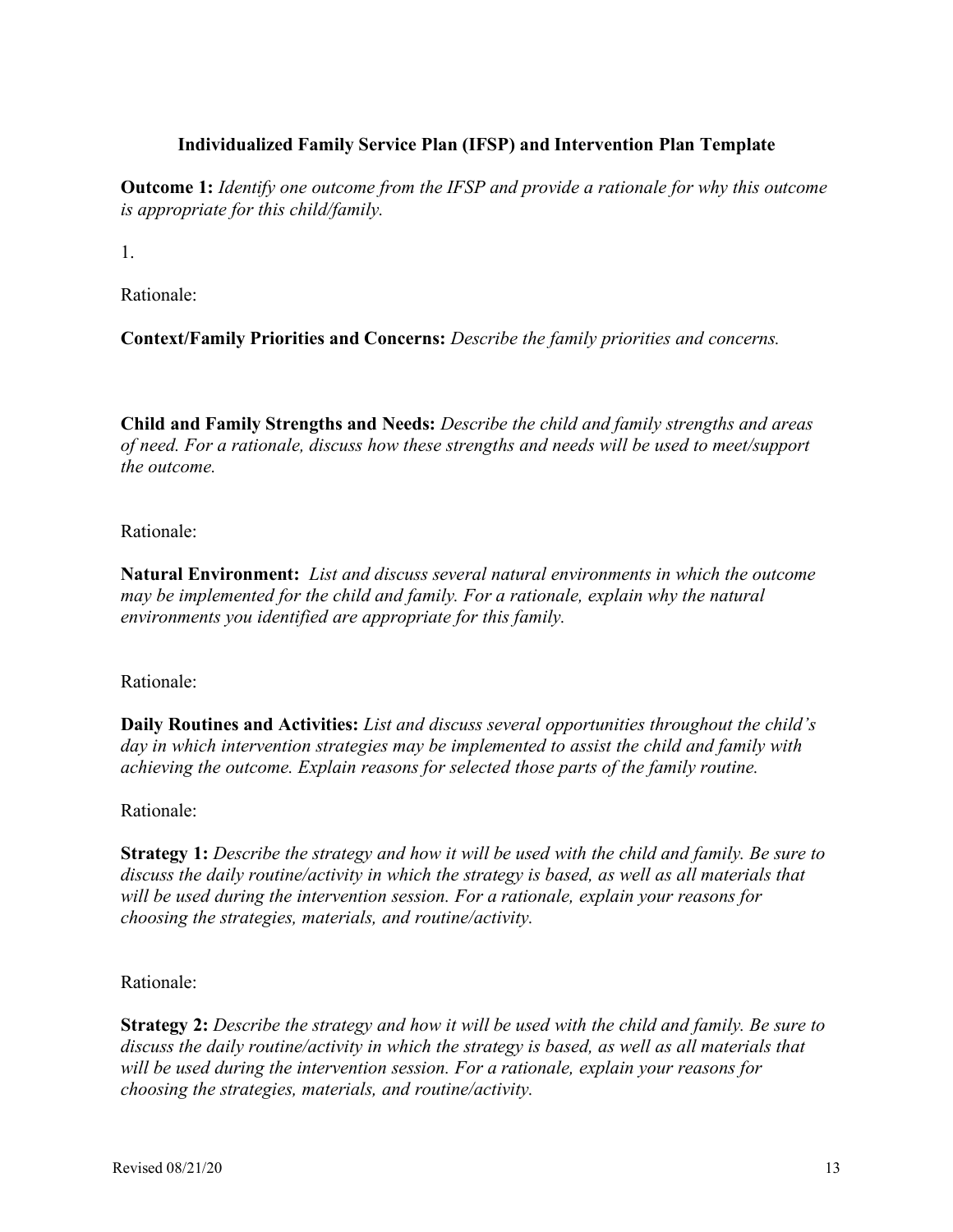### Individualized Family Service Plan (IFSP) and Intervention Plan Template

**Outcome 1:** *Identify one outcome from the IFSP and provide a rationale for why this outcome is appropriate for this child/family.*

1.

Rationale:

**Context/Family Priorities and Concerns:** *Describe the family priorities and concerns.*

**Child and Family Strengths and Needs:** *Describe the child and family strengths and areas of need. For a rationale, discuss how these strengths and needs will be used to meet/support the outcome.*

Rationale:

**Natural Environment:** *List and discuss several natural environments in which the outcome may be implemented for the child and family. For a rationale, explain why the natural environments you identified are appropriate for this family.*

Rationale:

**Daily Routines and Activities:** *List and discuss several opportunities throughout the child's day in which intervention strategies may be implemented to assist the child and family with achieving the outcome. Explain reasons for selected those parts of the family routine.*

Rationale:

**Strategy 1:** *Describe the strategy and how it will be used with the child and family. Be sure to discuss the daily routine/activity in which the strategy is based, as well as all materials that will be used during the intervention session. For a rationale, explain your reasons for choosing the strategies, materials, and routine/activity.*

Rationale:

**Strategy 2:** *Describe the strategy and how it will be used with the child and family. Be sure to discuss the daily routine/activity in which the strategy is based, as well as all materials that will be used during the intervention session. For a rationale, explain your reasons for choosing the strategies, materials, and routine/activity.*

Revised 08/21/20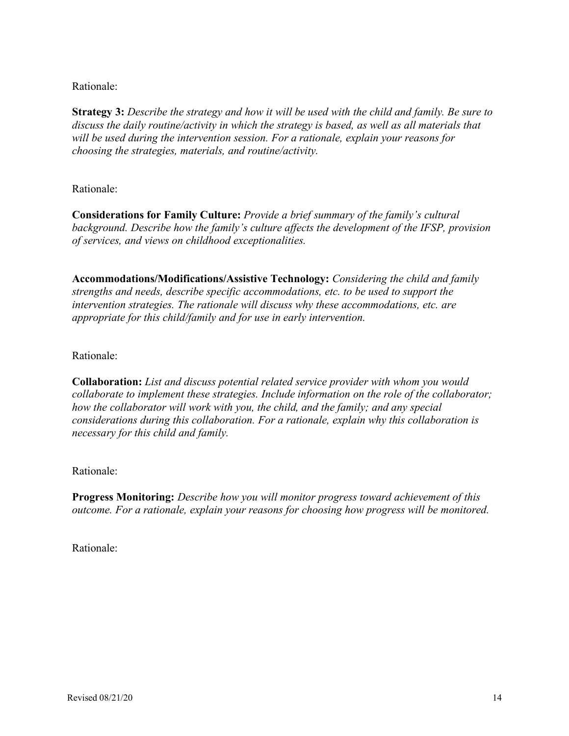Rationale:

**Strategy 3:** *Describe the strategy and how it will be used with the child and family. Be sure to discuss the daily routine/activity in which the strategy is based, as well as all materials that will be used during the intervention session. For a rationale, explain your reasons for choosing the strategies, materials, and routine/activity.*

Rationale:

**Considerations for Family Culture:** *Provide a brief summary of the family's cultural background. Describe how the family's culture affects the development of the IFSP, provision of services, and views on childhood exceptionalities.*

**Accommodations/Modifications/Assistive Technology:** *Considering the child and family strengths and needs, describe specific accommodations, etc. to be used to support the intervention strategies. The rationale will discuss why these accommodations, etc. are appropriate for this child/family and for use in early intervention.*

Rationale:

**Collaboration:** *List and discuss potential related service provider with whom you would collaborate to implement these strategies. Include information on the role of the collaborator; how the collaborator will work with you, the child, and the family; and any special considerations during this collaboration. For a rationale, explain why this collaboration is necessary for this child and family.*

Rationale:

**Progress Monitoring:** *Describe how you will monitor progress toward achievement of this outcome. For a rationale, explain your reasons for choosing how progress will be monitored.*

Rationale: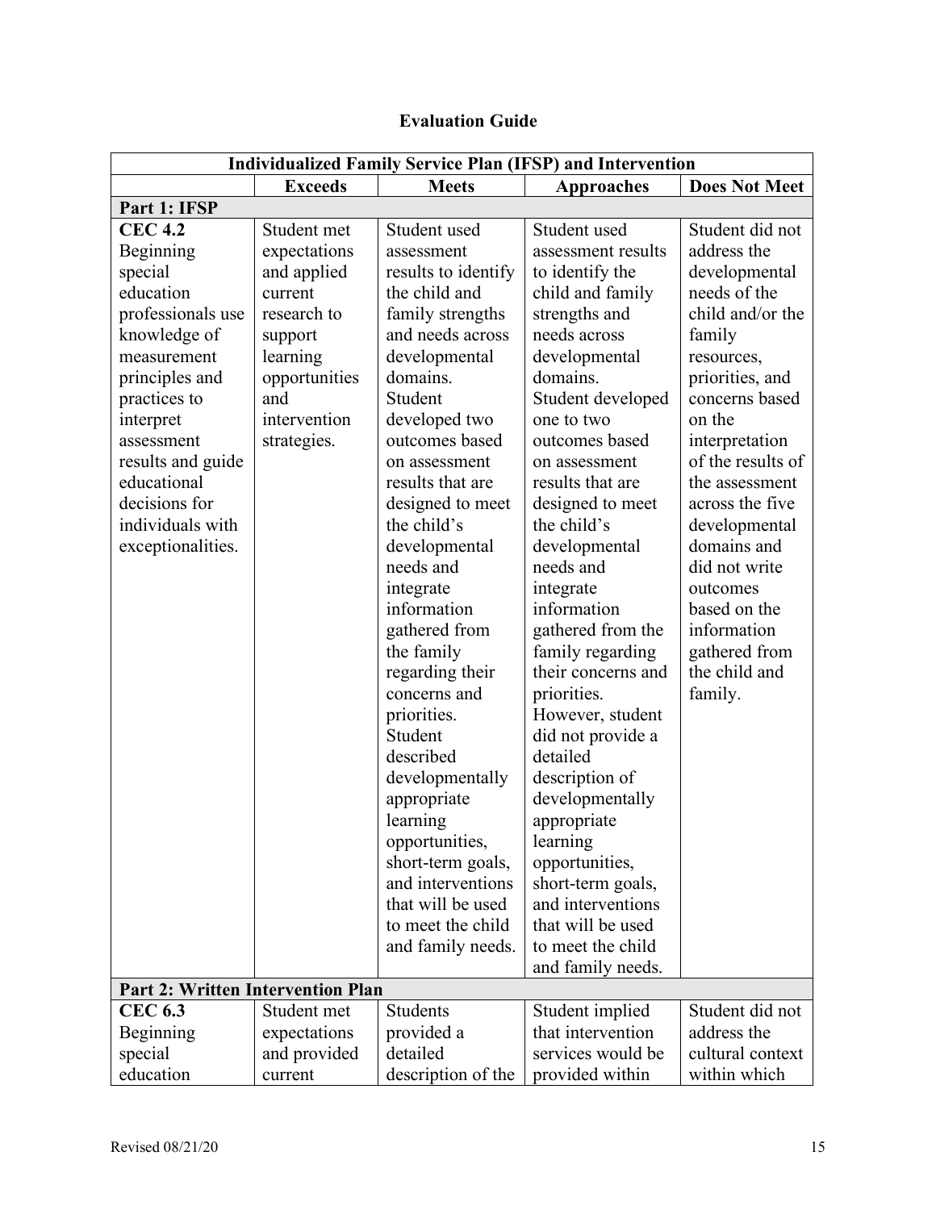## Evaluation Guide

| Individualized Family Service Plan (IFSP) and Intervention | | | | |
|---|---|---|---|---|
| | **Exceeds** | **Meets** | **Approaches** | **Does Not Meet** |
| **Part 1: IFSP** | | | | |
| **CEC 4.2** Beginning special education professionals use knowledge of measurement principles and practices to interpret assessment results and guide educational decisions for individuals with exceptionalities. | Student met expectations and applied current research to support learning opportunities and intervention strategies. | Student used assessment results to identify the child and family strengths and needs across developmental domains. Student developed two outcomes based on assessment results that are designed to meet the child's developmental needs and integrate information gathered from the family regarding their concerns and priorities. Student described developmentally appropriate learning opportunities, short-term goals, and interventions that will be used to meet the child and family needs. | Student used assessment results to identify the child and family strengths and needs across developmental domains. Student developed one to two outcomes based on assessment results that are designed to meet the child's developmental needs and integrate information gathered from the family regarding their concerns and priorities. However, student did not provide a detailed description of developmentally appropriate learning opportunities, short-term goals, and interventions that will be used to meet the child and family needs. | Student did not address the developmental needs of the child and/or the family resources, priorities, and concerns based on the interpretation of the results of the assessment across the five developmental domains and did not write outcomes based on the information gathered from the child and family. |
| **Part 2: Written Intervention Plan** | | | | |
| **CEC 6.3** Beginning special education | Student met expectations and provided current | Students provided a detailed description of the | Student implied that intervention services would be provided within | Student did not address the cultural context within which |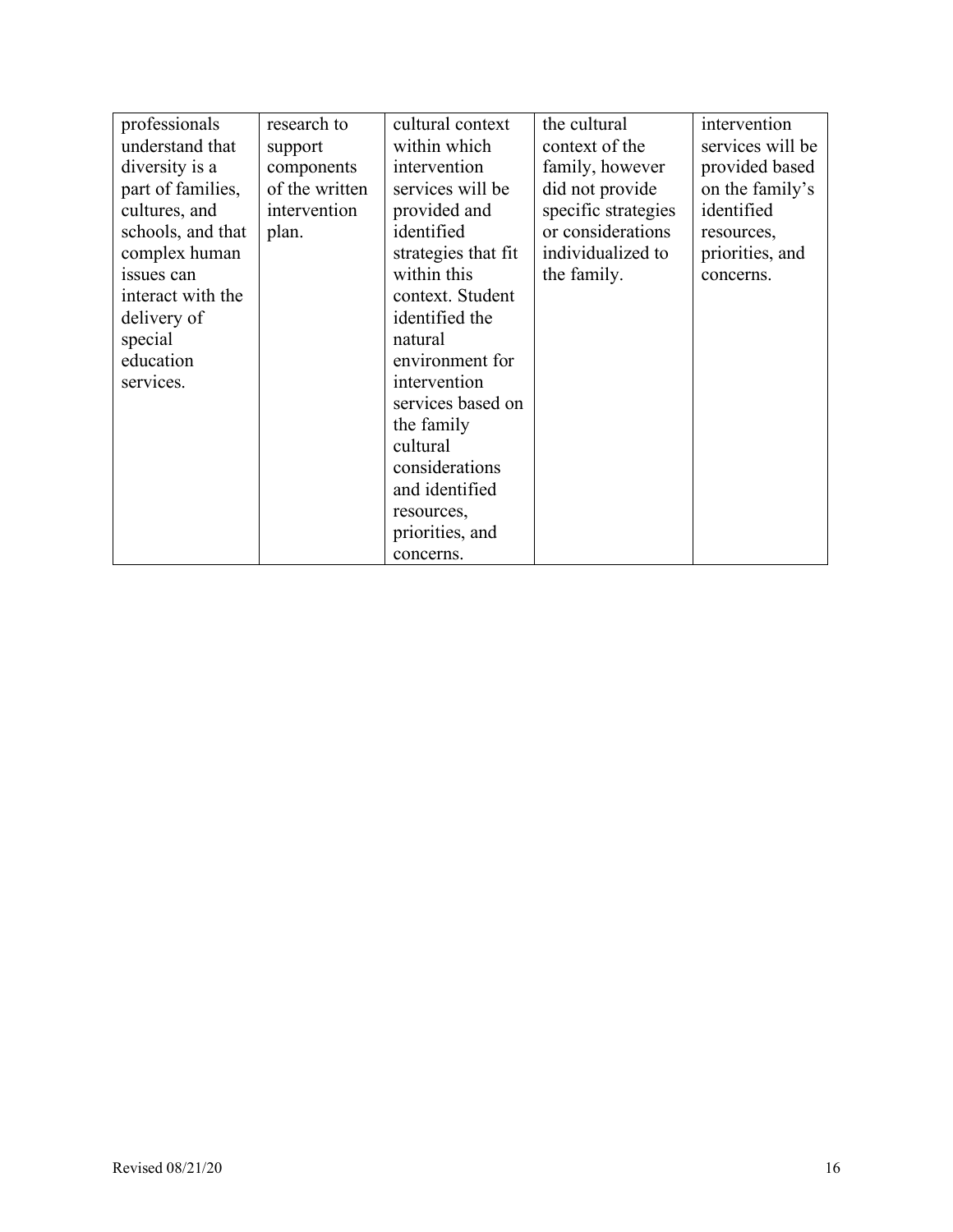| | | | | |
|---|---|---|---|---|
| professionals understand that diversity is a part of families, cultures, and schools, and that complex human issues can interact with the delivery of special education services. | research to support components of the written intervention plan. | cultural context within which intervention services will be provided and identified strategies that fit within this context. Student identified the natural environment for intervention services based on the family cultural considerations and identified resources, priorities, and concerns. | the cultural context of the family, however did not provide specific strategies or considerations individualized to the family. | intervention services will be provided based on the family's identified resources, priorities, and concerns. |